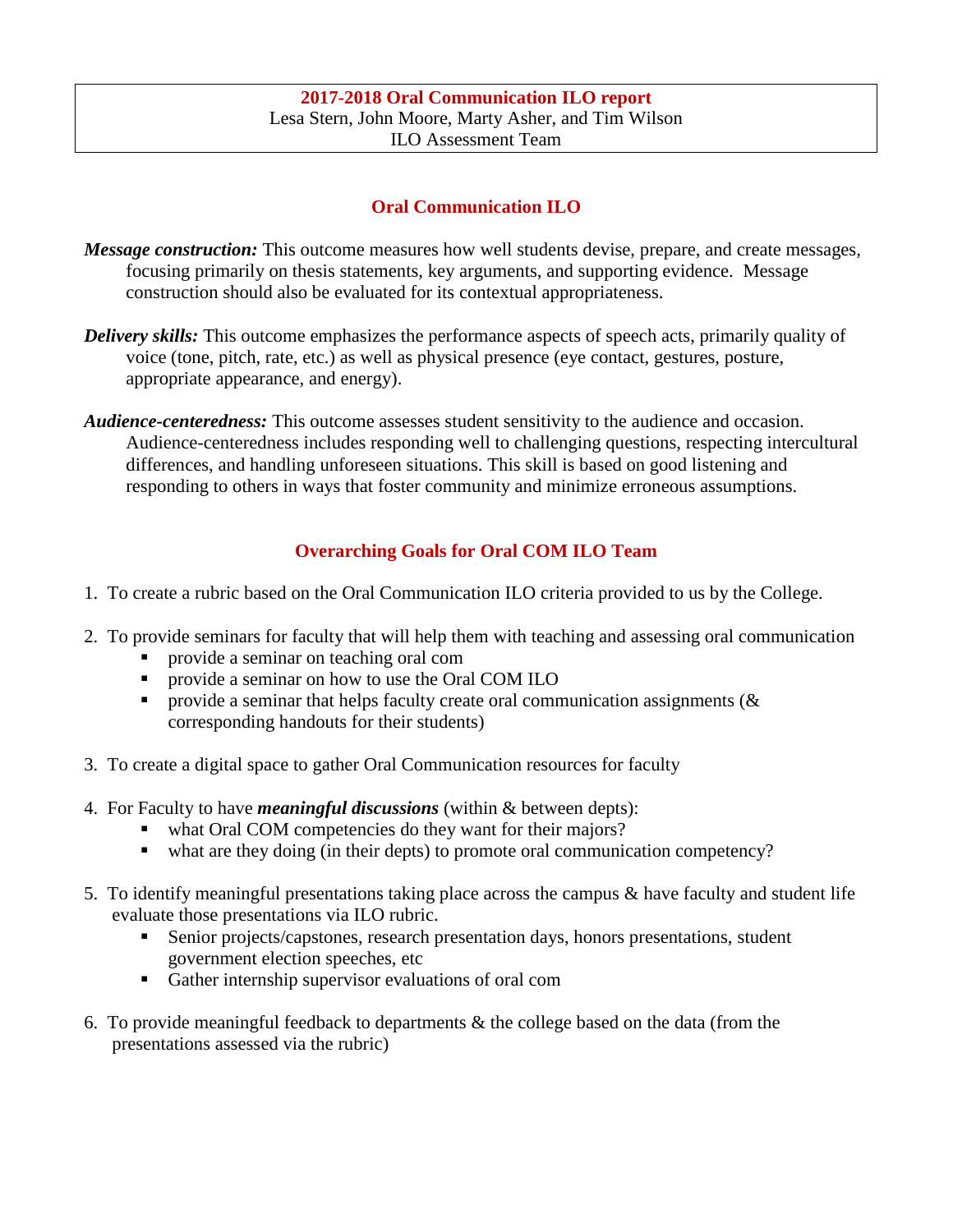**2017-2018 Oral Communication ILO report**
Lesa Stern, John Moore, Marty Asher, and Tim Wilson
ILO Assessment Team

## Oral Communication ILO

***Message construction:*** This outcome measures how well students devise, prepare, and create messages, focusing primarily on thesis statements, key arguments, and supporting evidence. Message construction should also be evaluated for its contextual appropriateness.

***Delivery skills:*** This outcome emphasizes the performance aspects of speech acts, primarily quality of voice (tone, pitch, rate, etc.) as well as physical presence (eye contact, gestures, posture, appropriate appearance, and energy).

***Audience-centeredness:*** This outcome assesses student sensitivity to the audience and occasion. Audience-centeredness includes responding well to challenging questions, respecting intercultural differences, and handling unforeseen situations. This skill is based on good listening and responding to others in ways that foster community and minimize erroneous assumptions.

## Overarching Goals for Oral COM ILO Team

1. To create a rubric based on the Oral Communication ILO criteria provided to us by the College.
2. To provide seminars for faculty that will help them with teaching and assessing oral communication
   - provide a seminar on teaching oral com
   - provide a seminar on how to use the Oral COM ILO
   - provide a seminar that helps faculty create oral communication assignments (& corresponding handouts for their students)
3. To create a digital space to gather Oral Communication resources for faculty
4. For Faculty to have ***meaningful discussions*** (within & between depts):
   - what Oral COM competencies do they want for their majors?
   - what are they doing (in their depts) to promote oral communication competency?
5. To identify meaningful presentations taking place across the campus & have faculty and student life evaluate those presentations via ILO rubric.
   - Senior projects/capstones, research presentation days, honors presentations, student government election speeches, etc
   - Gather internship supervisor evaluations of oral com
6. To provide meaningful feedback to departments & the college based on the data (from the presentations assessed via the rubric)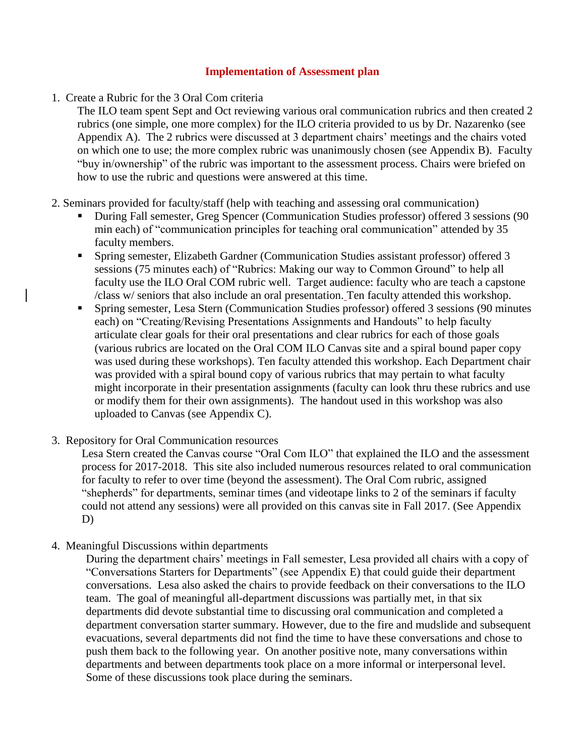# Implementation of Assessment plan

1. Create a Rubric for the 3 Oral Com criteria

   The ILO team spent Sept and Oct reviewing various oral communication rubrics and then created 2 rubrics (one simple, one more complex) for the ILO criteria provided to us by Dr. Nazarenko (see Appendix A). The 2 rubrics were discussed at 3 department chairs' meetings and the chairs voted on which one to use; the more complex rubric was unanimously chosen (see Appendix B). Faculty "buy in/ownership" of the rubric was important to the assessment process. Chairs were briefed on how to use the rubric and questions were answered at this time.

2. Seminars provided for faculty/staff (help with teaching and assessing oral communication)
   - During Fall semester, Greg Spencer (Communication Studies professor) offered 3 sessions (90 min each) of "communication principles for teaching oral communication" attended by 35 faculty members.
   - Spring semester, Elizabeth Gardner (Communication Studies assistant professor) offered 3 sessions (75 minutes each) of "Rubrics: Making our way to Common Ground" to help all faculty use the ILO Oral COM rubric well. Target audience: faculty who are teach a capstone /class w/ seniors that also include an oral presentation. Ten faculty attended this workshop.
   - Spring semester, Lesa Stern (Communication Studies professor) offered 3 sessions (90 minutes each) on "Creating/Revising Presentations Assignments and Handouts" to help faculty articulate clear goals for their oral presentations and clear rubrics for each of those goals (various rubrics are located on the Oral COM ILO Canvas site and a spiral bound paper copy was used during these workshops). Ten faculty attended this workshop. Each Department chair was provided with a spiral bound copy of various rubrics that may pertain to what faculty might incorporate in their presentation assignments (faculty can look thru these rubrics and use or modify them for their own assignments). The handout used in this workshop was also uploaded to Canvas (see Appendix C).

3. Repository for Oral Communication resources

   Lesa Stern created the Canvas course "Oral Com ILO" that explained the ILO and the assessment process for 2017-2018. This site also included numerous resources related to oral communication for faculty to refer to over time (beyond the assessment). The Oral Com rubric, assigned "shepherds" for departments, seminar times (and videotape links to 2 of the seminars if faculty could not attend any sessions) were all provided on this canvas site in Fall 2017. (See Appendix D)

4. Meaningful Discussions within departments

   During the department chairs' meetings in Fall semester, Lesa provided all chairs with a copy of "Conversations Starters for Departments" (see Appendix E) that could guide their department conversations. Lesa also asked the chairs to provide feedback on their conversations to the ILO team. The goal of meaningful all-department discussions was partially met, in that six departments did devote substantial time to discussing oral communication and completed a department conversation starter summary. However, due to the fire and mudslide and subsequent evacuations, several departments did not find the time to have these conversations and chose to push them back to the following year. On another positive note, many conversations within departments and between departments took place on a more informal or interpersonal level. Some of these discussions took place during the seminars.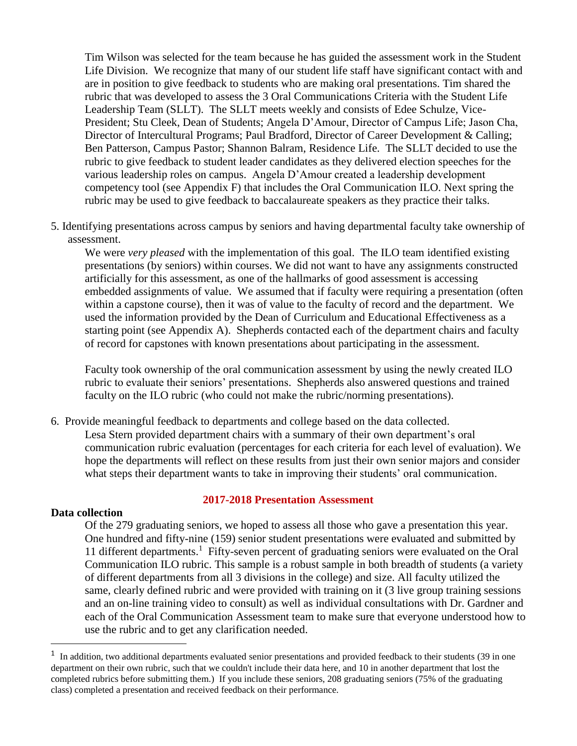Tim Wilson was selected for the team because he has guided the assessment work in the Student Life Division. We recognize that many of our student life staff have significant contact with and are in position to give feedback to students who are making oral presentations. Tim shared the rubric that was developed to assess the 3 Oral Communications Criteria with the Student Life Leadership Team (SLLT). The SLLT meets weekly and consists of Edee Schulze, Vice-President; Stu Cleek, Dean of Students; Angela D'Amour, Director of Campus Life; Jason Cha, Director of Intercultural Programs; Paul Bradford, Director of Career Development & Calling; Ben Patterson, Campus Pastor; Shannon Balram, Residence Life. The SLLT decided to use the rubric to give feedback to student leader candidates as they delivered election speeches for the various leadership roles on campus. Angela D'Amour created a leadership development competency tool (see Appendix F) that includes the Oral Communication ILO. Next spring the rubric may be used to give feedback to baccalaureate speakers as they practice their talks.

5. Identifying presentations across campus by seniors and having departmental faculty take ownership of assessment.

   We were *very pleased* with the implementation of this goal. The ILO team identified existing presentations (by seniors) within courses. We did not want to have any assignments constructed artificially for this assessment, as one of the hallmarks of good assessment is accessing embedded assignments of value. We assumed that if faculty were requiring a presentation (often within a capstone course), then it was of value to the faculty of record and the department. We used the information provided by the Dean of Curriculum and Educational Effectiveness as a starting point (see Appendix A). Shepherds contacted each of the department chairs and faculty of record for capstones with known presentations about participating in the assessment.

   Faculty took ownership of the oral communication assessment by using the newly created ILO rubric to evaluate their seniors' presentations. Shepherds also answered questions and trained faculty on the ILO rubric (who could not make the rubric/norming presentations).

6. Provide meaningful feedback to departments and college based on the data collected.

   Lesa Stern provided department chairs with a summary of their own department's oral communication rubric evaluation (percentages for each criteria for each level of evaluation). We hope the departments will reflect on these results from just their own senior majors and consider what steps their department wants to take in improving their students' oral communication.

## 2017-2018 Presentation Assessment

**Data collection**

Of the 279 graduating seniors, we hoped to assess all those who gave a presentation this year. One hundred and fifty-nine (159) senior student presentations were evaluated and submitted by 11 different departments.[1] Fifty-seven percent of graduating seniors were evaluated on the Oral Communication ILO rubric. This sample is a robust sample in both breadth of students (a variety of different departments from all 3 divisions in the college) and size. All faculty utilized the same, clearly defined rubric and were provided with training on it (3 live group training sessions and an on-line training video to consult) as well as individual consultations with Dr. Gardner and each of the Oral Communication Assessment team to make sure that everyone understood how to use the rubric and to get any clarification needed.

---

[1] In addition, two additional departments evaluated senior presentations and provided feedback to their students (39 in one department on their own rubric, such that we couldn't include their data here, and 10 in another department that lost the completed rubrics before submitting them.) If you include these seniors, 208 graduating seniors (75% of the graduating class) completed a presentation and received feedback on their performance.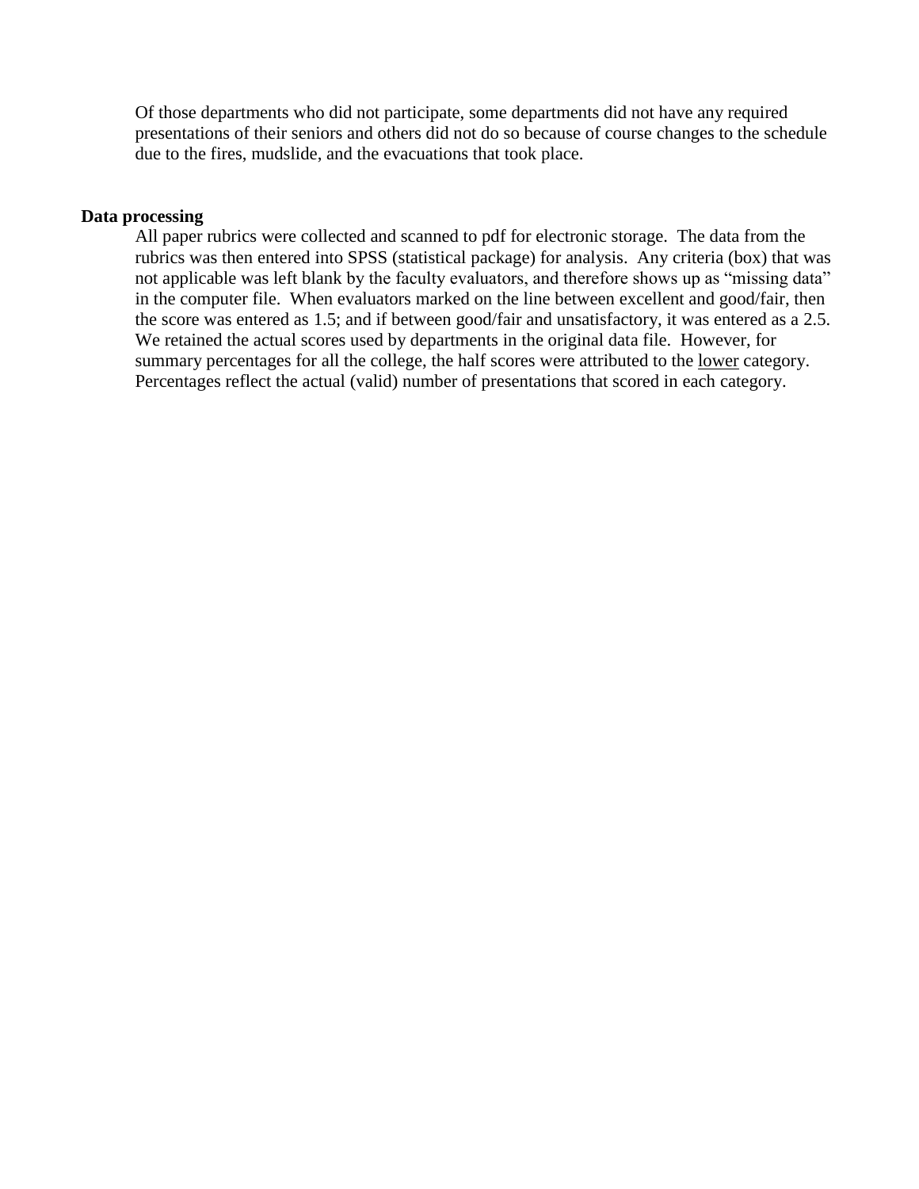Of those departments who did not participate, some departments did not have any required presentations of their seniors and others did not do so because of course changes to the schedule due to the fires, mudslide, and the evacuations that took place.

**Data processing**

All paper rubrics were collected and scanned to pdf for electronic storage. The data from the rubrics was then entered into SPSS (statistical package) for analysis. Any criteria (box) that was not applicable was left blank by the faculty evaluators, and therefore shows up as "missing data" in the computer file. When evaluators marked on the line between excellent and good/fair, then the score was entered as 1.5; and if between good/fair and unsatisfactory, it was entered as a 2.5. We retained the actual scores used by departments in the original data file. However, for summary percentages for all the college, the half scores were attributed to the lower category. Percentages reflect the actual (valid) number of presentations that scored in each category.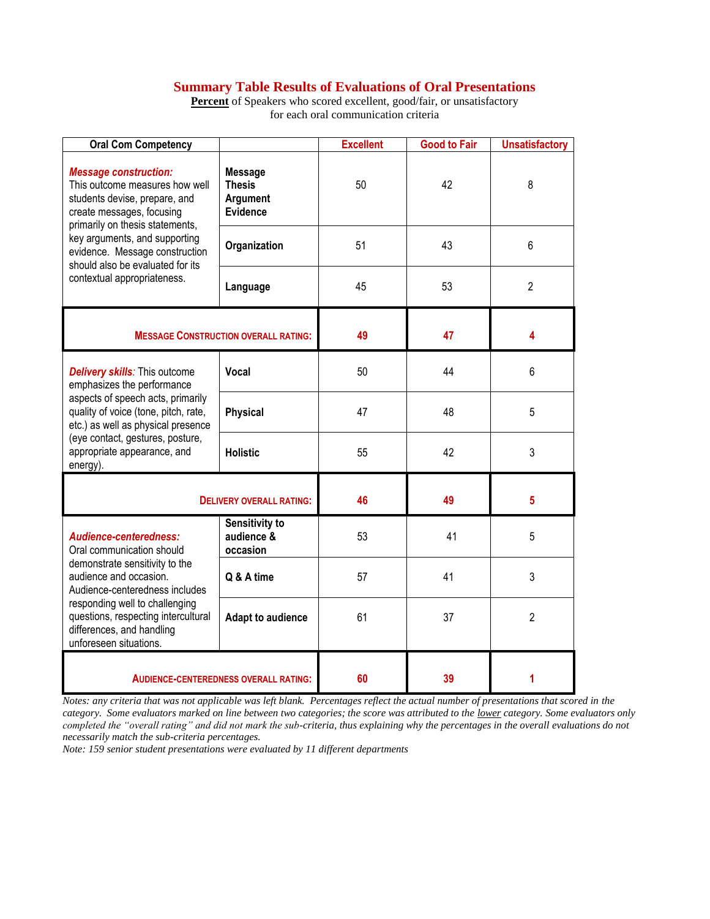## Summary Table Results of Evaluations of Oral Presentations

**Percent** of Speakers who scored excellent, good/fair, or unsatisfactory for each oral communication criteria

| Oral Com Competency | | Excellent | Good to Fair | Unsatisfactory |
|---|---|---|---|---|
| ***Message construction:*** This outcome measures how well students devise, prepare, and create messages, focusing primarily on thesis statements, key arguments, and supporting evidence. Message construction should also be evaluated for its contextual appropriateness. | **Message Thesis Argument Evidence** | 50 | 42 | 8 |
| | **Organization** | 51 | 43 | 6 |
| | **Language** | 45 | 53 | 2 |
| **MESSAGE CONSTRUCTION OVERALL RATING:** | | **49** | **47** | **4** |
| ***Delivery skills**:* This outcome emphasizes the performance aspects of speech acts, primarily quality of voice (tone, pitch, rate, etc.) as well as physical presence (eye contact, gestures, posture, appropriate appearance, and energy). | **Vocal** | 50 | 44 | 6 |
| | **Physical** | 47 | 48 | 5 |
| | **Holistic** | 55 | 42 | 3 |
| **DELIVERY OVERALL RATING:** | | **46** | **49** | **5** |
| ***Audience-centeredness:*** Oral communication should demonstrate sensitivity to the audience and occasion. Audience-centeredness includes responding well to challenging questions, respecting intercultural differences, and handling unforeseen situations. | **Sensitivity to audience & occasion** | 53 | 41 | 5 |
| | **Q & A time** | 57 | 41 | 3 |
| | **Adapt to audience** | 61 | 37 | 2 |
| **AUDIENCE-CENTEREDNESS OVERALL RATING:** | | **60** | **39** | **1** |

*Notes: any criteria that was not applicable was left blank. Percentages reflect the actual number of presentations that scored in the category. Some evaluators marked on line between two categories; the score was attributed to the lower category. Some evaluators only completed the "overall rating" and did not mark the sub-criteria, thus explaining why the percentages in the overall evaluations do not necessarily match the sub-criteria percentages.*

*Note: 159 senior student presentations were evaluated by 11 different departments*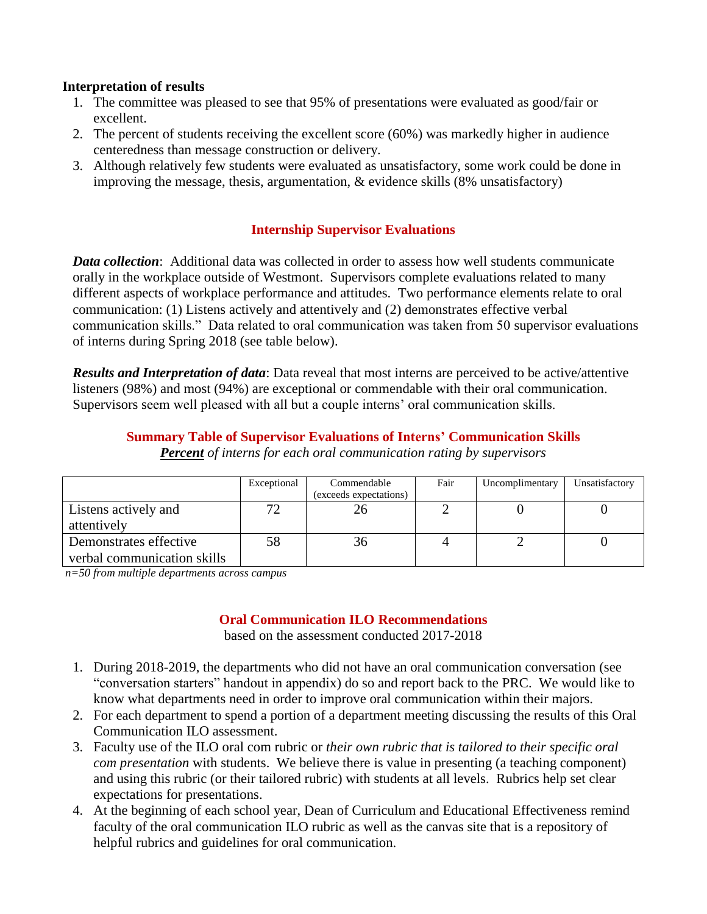**Interpretation of results**

1. The committee was pleased to see that 95% of presentations were evaluated as good/fair or excellent.
2. The percent of students receiving the excellent score (60%) was markedly higher in audience centeredness than message construction or delivery.
3. Although relatively few students were evaluated as unsatisfactory, some work could be done in improving the message, thesis, argumentation, & evidence skills (8% unsatisfactory)

## Internship Supervisor Evaluations

***Data collection***: Additional data was collected in order to assess how well students communicate orally in the workplace outside of Westmont. Supervisors complete evaluations related to many different aspects of workplace performance and attitudes. Two performance elements relate to oral communication: (1) Listens actively and attentively and (2) demonstrates effective verbal communication skills." Data related to oral communication was taken from 50 supervisor evaluations of interns during Spring 2018 (see table below).

***Results and Interpretation of data***: Data reveal that most interns are perceived to be active/attentive listeners (98%) and most (94%) are exceptional or commendable with their oral communication. Supervisors seem well pleased with all but a couple interns' oral communication skills.

**Summary Table of Supervisor Evaluations of Interns' Communication Skills**

***Percent*** *of interns for each oral communication rating by supervisors*

| | Exceptional | Commendable (exceeds expectations) | Fair | Uncomplimentary | Unsatisfactory |
|---|---|---|---|---|---|
| Listens actively and attentively | 72 | 26 | 2 | 0 | 0 |
| Demonstrates effective verbal communication skills | 58 | 36 | 4 | 2 | 0 |

*n=50 from multiple departments across campus*

## Oral Communication ILO Recommendations

based on the assessment conducted 2017-2018

1. During 2018-2019, the departments who did not have an oral communication conversation (see "conversation starters" handout in appendix) do so and report back to the PRC. We would like to know what departments need in order to improve oral communication within their majors.
2. For each department to spend a portion of a department meeting discussing the results of this Oral Communication ILO assessment.
3. Faculty use of the ILO oral com rubric or *their own rubric that is tailored to their specific oral com presentation* with students. We believe there is value in presenting (a teaching component) and using this rubric (or their tailored rubric) with students at all levels. Rubrics help set clear expectations for presentations.
4. At the beginning of each school year, Dean of Curriculum and Educational Effectiveness remind faculty of the oral communication ILO rubric as well as the canvas site that is a repository of helpful rubrics and guidelines for oral communication.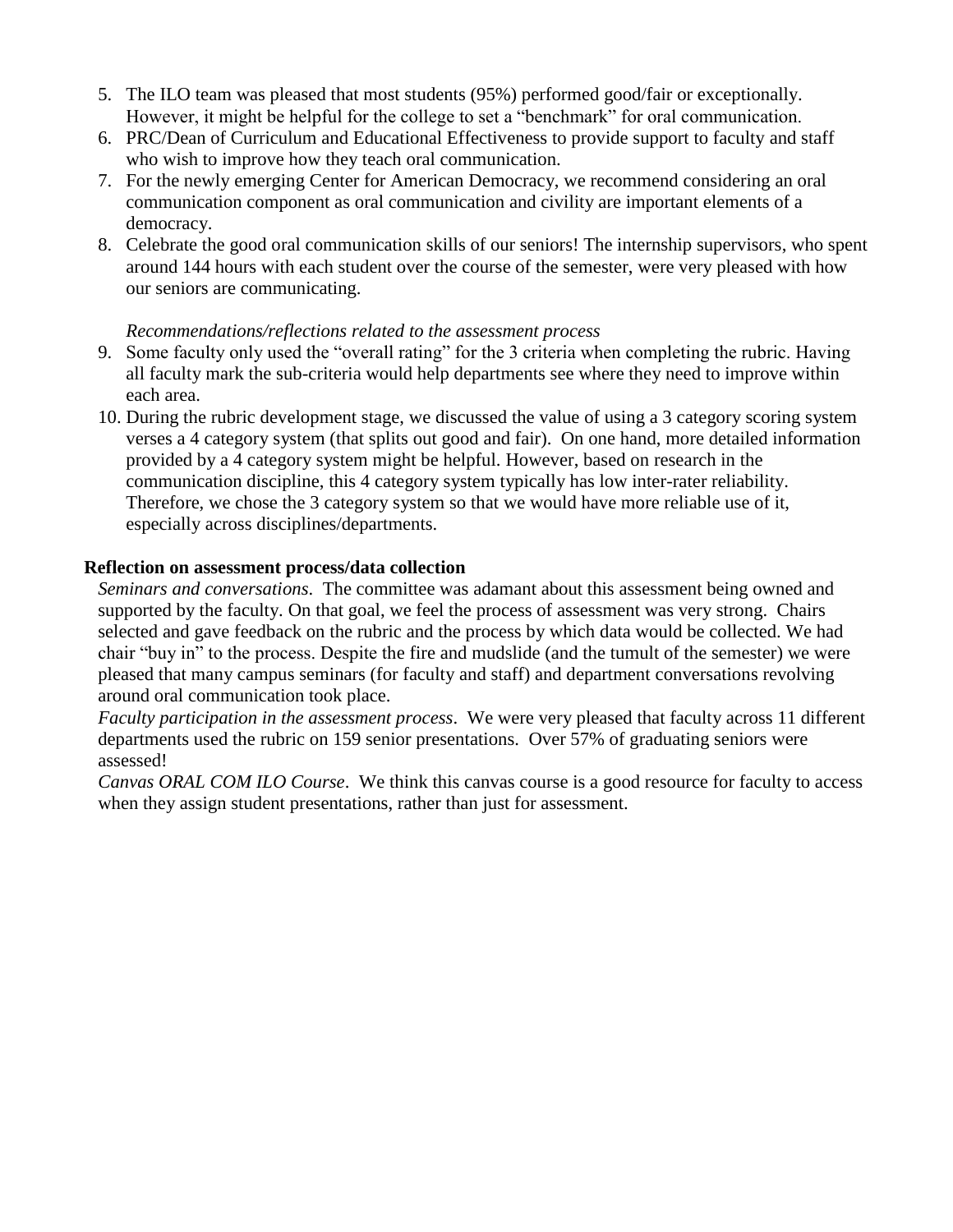5. The ILO team was pleased that most students (95%) performed good/fair or exceptionally. However, it might be helpful for the college to set a "benchmark" for oral communication.
6. PRC/Dean of Curriculum and Educational Effectiveness to provide support to faculty and staff who wish to improve how they teach oral communication.
7. For the newly emerging Center for American Democracy, we recommend considering an oral communication component as oral communication and civility are important elements of a democracy.
8. Celebrate the good oral communication skills of our seniors! The internship supervisors, who spent around 144 hours with each student over the course of the semester, were very pleased with how our seniors are communicating.

   *Recommendations/reflections related to the assessment process*

9. Some faculty only used the "overall rating" for the 3 criteria when completing the rubric. Having all faculty mark the sub-criteria would help departments see where they need to improve within each area.
10. During the rubric development stage, we discussed the value of using a 3 category scoring system verses a 4 category system (that splits out good and fair). On one hand, more detailed information provided by a 4 category system might be helpful. However, based on research in the communication discipline, this 4 category system typically has low inter-rater reliability. Therefore, we chose the 3 category system so that we would have more reliable use of it, especially across disciplines/departments.

**Reflection on assessment process/data collection**

*Seminars and conversations*. The committee was adamant about this assessment being owned and supported by the faculty. On that goal, we feel the process of assessment was very strong. Chairs selected and gave feedback on the rubric and the process by which data would be collected. We had chair "buy in" to the process. Despite the fire and mudslide (and the tumult of the semester) we were pleased that many campus seminars (for faculty and staff) and department conversations revolving around oral communication took place.

*Faculty participation in the assessment process*. We were very pleased that faculty across 11 different departments used the rubric on 159 senior presentations. Over 57% of graduating seniors were assessed!

*Canvas ORAL COM ILO Course*. We think this canvas course is a good resource for faculty to access when they assign student presentations, rather than just for assessment.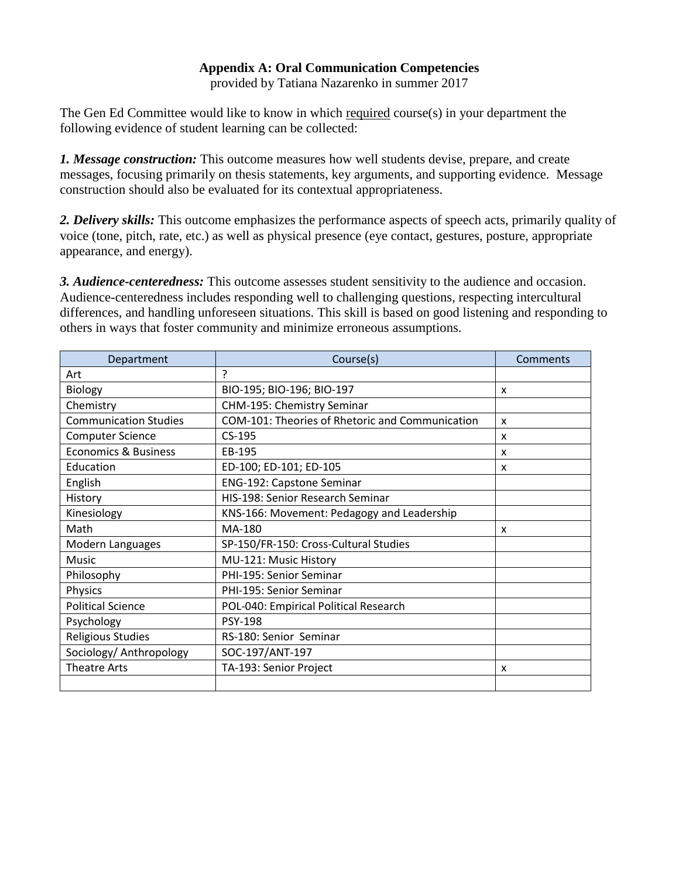**Appendix A: Oral Communication Competencies**

provided by Tatiana Nazarenko in summer 2017

The Gen Ed Committee would like to know in which required course(s) in your department the following evidence of student learning can be collected:

***1. Message construction:*** This outcome measures how well students devise, prepare, and create messages, focusing primarily on thesis statements, key arguments, and supporting evidence. Message construction should also be evaluated for its contextual appropriateness.

***2. Delivery skills:*** This outcome emphasizes the performance aspects of speech acts, primarily quality of voice (tone, pitch, rate, etc.) as well as physical presence (eye contact, gestures, posture, appropriate appearance, and energy).

***3. Audience-centeredness:*** This outcome assesses student sensitivity to the audience and occasion. Audience-centeredness includes responding well to challenging questions, respecting intercultural differences, and handling unforeseen situations. This skill is based on good listening and responding to others in ways that foster community and minimize erroneous assumptions.

| Department | Course(s) | Comments |
|---|---|---|
| Art | ? | |
| Biology | BIO-195; BIO-196; BIO-197 | x |
| Chemistry | CHM-195: Chemistry Seminar | |
| Communication Studies | COM-101: Theories of Rhetoric and Communication | x |
| Computer Science | CS-195 | x |
| Economics & Business | EB-195 | x |
| Education | ED-100; ED-101; ED-105 | x |
| English | ENG-192: Capstone Seminar | |
| History | HIS-198: Senior Research Seminar | |
| Kinesiology | KNS-166: Movement: Pedagogy and Leadership | |
| Math | MA-180 | x |
| Modern Languages | SP-150/FR-150: Cross-Cultural Studies | |
| Music | MU-121: Music History | |
| Philosophy | PHI-195: Senior Seminar | |
| Physics | PHI-195: Senior Seminar | |
| Political Science | POL-040: Empirical Political Research | |
| Psychology | PSY-198 | |
| Religious Studies | RS-180: Senior Seminar | |
| Sociology/ Anthropology | SOC-197/ANT-197 | |
| Theatre Arts | TA-193: Senior Project | x |
| | | |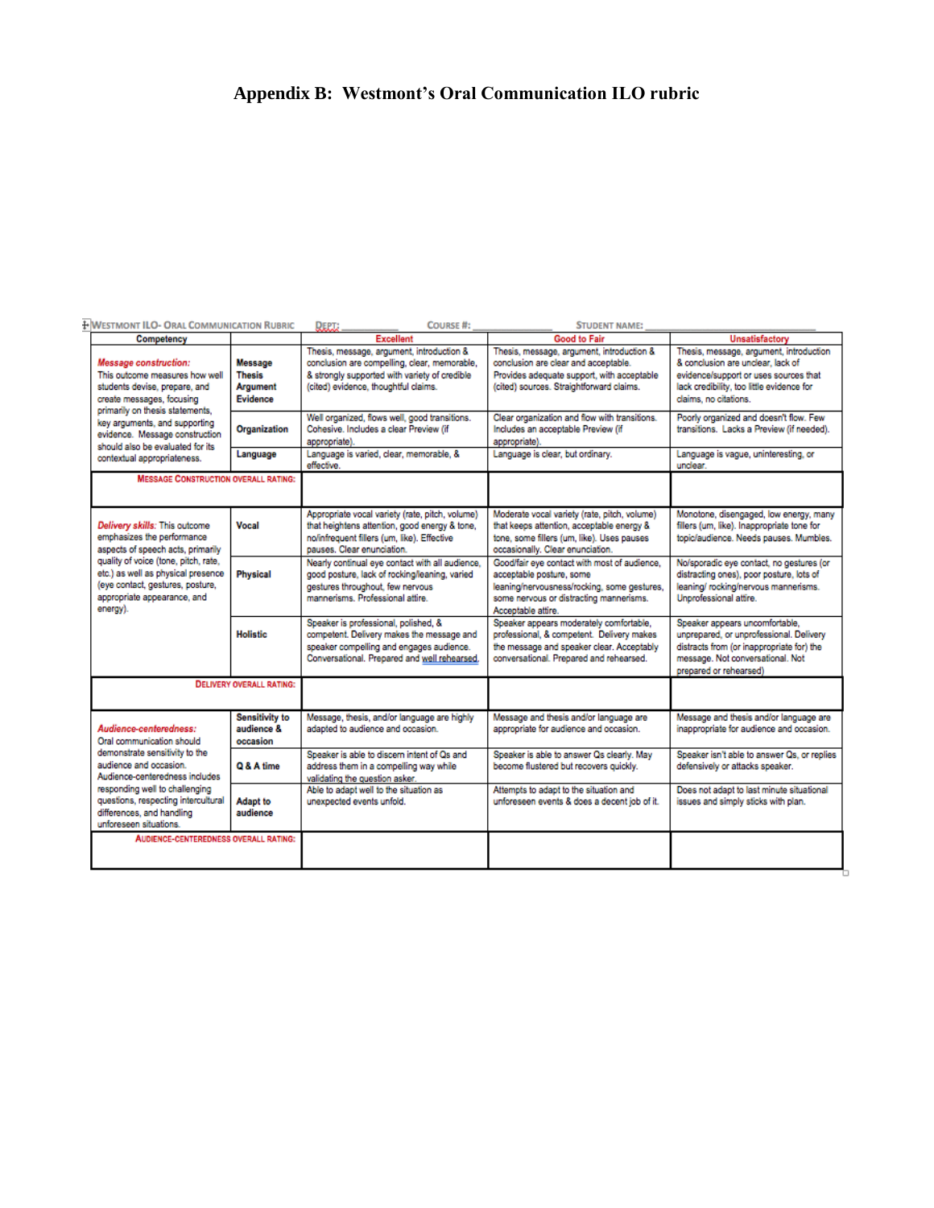# Appendix B: Westmont's Oral Communication ILO rubric

WESTMONT ILO- ORAL COMMUNICATION RUBRIC DEPT: COURSE #: STUDENT NAME:

| Competency | | Excellent | Good to Fair | Unsatisfactory |
|---|---|---|---|---|
| *Message construction:* This outcome measures how well students devise, prepare, and create messages, focusing primarily on thesis statements, key arguments, and supporting evidence. Message construction should also be evaluated for its contextual appropriateness. | **Message Thesis Argument Evidence** | Thesis, message, argument, introduction & conclusion are compelling, clear, memorable, & strongly supported with variety of credible (cited) evidence, thoughtful claims. | Thesis, message, argument, introduction & conclusion are clear and acceptable. Provides adequate support, with acceptable (cited) sources. Straightforward claims. | Thesis, message, argument, introduction & conclusion are unclear, lack of evidence/support or uses sources that lack credibility, too little evidence for claims, no citations. |
| | **Organization** | Well organized, flows well, good transitions. Cohesive. Includes a clear Preview (if appropriate). | Clear organization and flow with transitions. Includes an acceptable Preview (if appropriate). | Poorly organized and doesn't flow. Few transitions. Lacks a Preview (if needed). |
| | **Language** | Language is varied, clear, memorable, & effective. | Language is clear, but ordinary. | Language is vague, uninteresting, or unclear. |
| MESSAGE CONSTRUCTION OVERALL RATING: | | | | |
| *Delivery skills:* This outcome emphasizes the performance aspects of speech acts, primarily quality of voice (tone, pitch, rate, etc.) as well as physical presence (eye contact, gestures, posture, appropriate appearance, and energy). | **Vocal** | Appropriate vocal variety (rate, pitch, volume) that heightens attention, good energy & tone, no/infrequent fillers (um, like). Effective pauses. Clear enunciation. | Moderate vocal variety (rate, pitch, volume) that keeps attention, acceptable energy & tone, some fillers (um, like). Uses pauses occasionally. Clear enunciation. | Monotone, disengaged, low energy, many fillers (um, like). Inappropriate tone for topic/audience. Needs pauses. Mumbles. |
| | **Physical** | Nearly continual eye contact with all audience, good posture, lack of rocking/leaning, varied gestures throughout, few nervous mannerisms. Professional attire. | Good/fair eye contact with most of audience, acceptable posture, some leaning/nervousness/rocking, some gestures, some nervous or distracting mannerisms. Acceptable attire. | No/sporadic eye contact, no gestures (or distracting ones), poor posture, lots of leaning/ rocking/nervous mannerisms. Unprofessional attire. |
| | **Holistic** | Speaker is professional, polished, & competent. Delivery makes the message and speaker compelling and engages audience. Conversational. Prepared and well rehearsed. | Speaker appears moderately comfortable, professional, & competent. Delivery makes the message and speaker clear. Acceptably conversational. Prepared and rehearsed. | Speaker appears uncomfortable, unprepared, or unprofessional. Delivery distracts from (or inappropriate for) the message. Not conversational. Not prepared or rehearsed) |
| DELIVERY OVERALL RATING: | | | | |
| *Audience-centeredness:* Oral communication should demonstrate sensitivity to the audience and occasion. Audience-centeredness includes responding well to challenging questions, respecting intercultural differences, and handling unforeseen situations. | **Sensitivity to audience & occasion** | Message, thesis, and/or language are highly adapted to audience and occasion. | Message and thesis and/or language are appropriate for audience and occasion. | Message and thesis and/or language are inappropriate for audience and occasion. |
| | **Q & A time** | Speaker is able to discern intent of Qs and address them in a compelling way while validating the question asker. | Speaker is able to answer Qs clearly. May become flustered but recovers quickly. | Speaker isn't able to answer Qs, or replies defensively or attacks speaker. |
| | **Adapt to audience** | Able to adapt well to the situation as unexpected events unfold. | Attempts to adapt to the situation and unforeseen events & does a decent job of it. | Does not adapt to last minute situational issues and simply sticks with plan. |
| AUDIENCE-CENTEREDNESS OVERALL RATING: | | | | |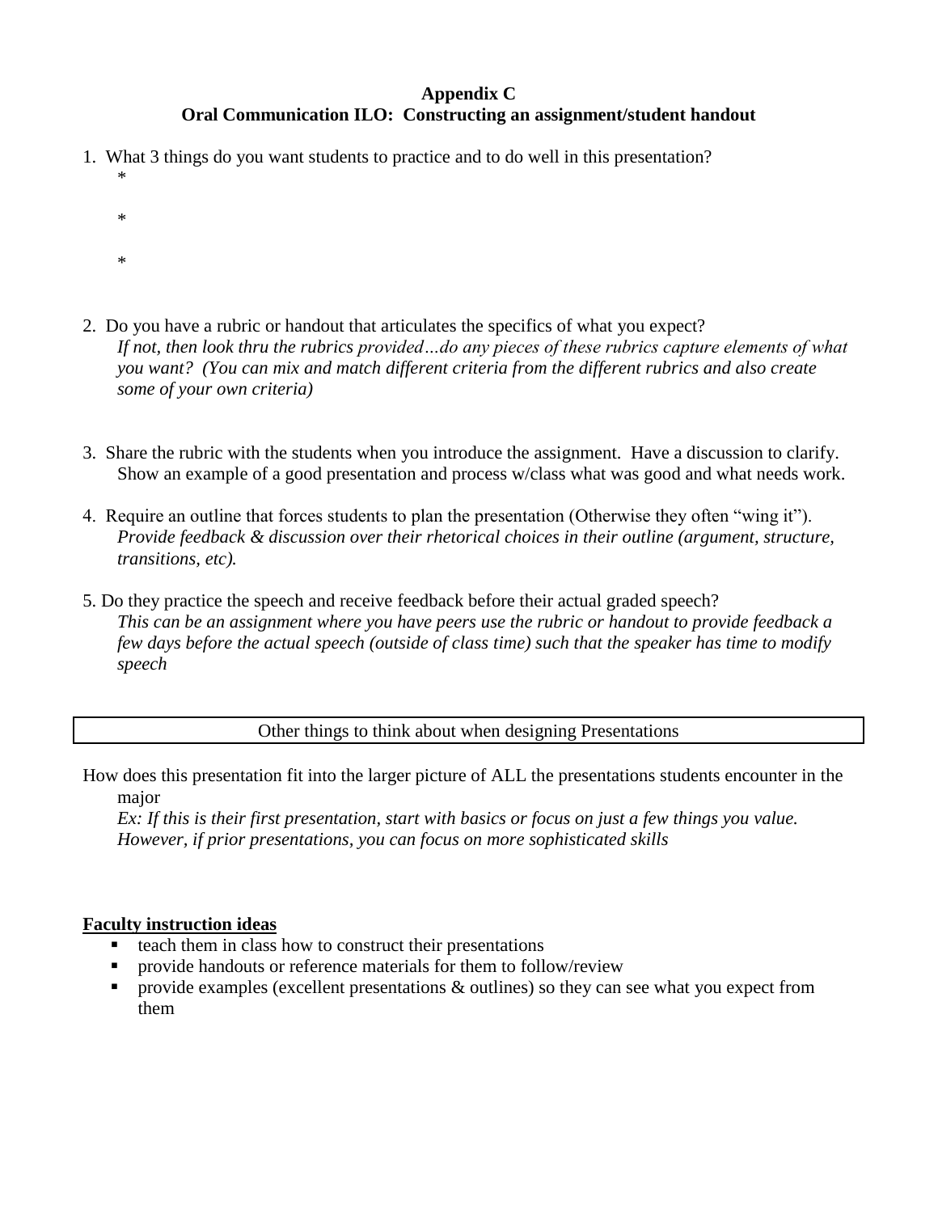**Appendix C**
**Oral Communication ILO: Constructing an assignment/student handout**

1. What 3 things do you want students to practice and to do well in this presentation?
   *

   *

   *

2. Do you have a rubric or handout that articulates the specifics of what you expect?
   *If not, then look thru the rubrics provided…do any pieces of these rubrics capture elements of what you want? (You can mix and match different criteria from the different rubrics and also create some of your own criteria)*

3. Share the rubric with the students when you introduce the assignment. Have a discussion to clarify. Show an example of a good presentation and process w/class what was good and what needs work.

4. Require an outline that forces students to plan the presentation (Otherwise they often "wing it").
   *Provide feedback & discussion over their rhetorical choices in their outline (argument, structure, transitions, etc).*

5. Do they practice the speech and receive feedback before their actual graded speech?
   *This can be an assignment where you have peers use the rubric or handout to provide feedback a few days before the actual speech (outside of class time) such that the speaker has time to modify speech*

| Other things to think about when designing Presentations |
|---|

How does this presentation fit into the larger picture of ALL the presentations students encounter in the major
*Ex: If this is their first presentation, start with basics or focus on just a few things you value. However, if prior presentations, you can focus on more sophisticated skills*

**Faculty instruction ideas**

- teach them in class how to construct their presentations
- provide handouts or reference materials for them to follow/review
- provide examples (excellent presentations & outlines) so they can see what you expect from them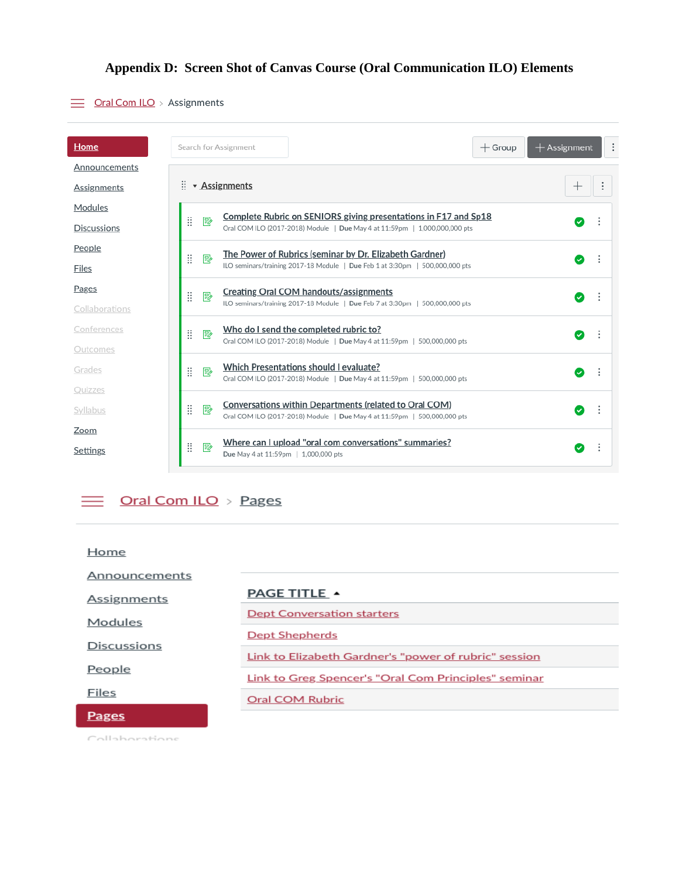# Appendix D: Screen Shot of Canvas Course (Oral Communication ILO) Elements

Oral Com ILO > Assignments

- Home
- Announcements
- Assignments
- Modules
- Discussions
- People
- Files
- Pages
- Collaborations
- Conferences
- Outcomes
- Grades
- Quizzes
- Syllabus
- Zoom
- Settings

Search for Assignment | + Group | + Assignment

**Assignments**

- **Complete Rubric on SENIORS giving presentations in F17 and Sp18**
  Oral COM ILO (2017-2018) Module | Due May 4 at 11:59pm | 1,000,000,000 pts
- **The Power of Rubrics (seminar by Dr. Elizabeth Gardner)**
  ILO seminars/training 2017-18 Module | Due Feb 1 at 3:30pm | 500,000,000 pts
- **Creating Oral COM handouts/assignments**
  ILO seminars/training 2017-18 Module | Due Feb 7 at 3:30pm | 500,000,000 pts
- **Who do I send the completed rubric to?**
  Oral COM ILO (2017-2018) Module | Due May 4 at 11:59pm | 500,000,000 pts
- **Which Presentations should I evaluate?**
  Oral COM ILO (2017-2018) Module | Due May 4 at 11:59pm | 500,000,000 pts
- **Conversations within Departments (related to Oral COM)**
  Oral COM ILO (2017-2018) Module | Due May 4 at 11:59pm | 500,000,000 pts
- **Where can I upload "oral com conversations" summaries?**
  Due May 4 at 11:59pm | 1,000,000 pts

Oral Com ILO > Pages

- Home
- Announcements
- Assignments
- Modules
- Discussions
- People
- Files
- Pages
- Collaborations

| PAGE TITLE ▲ |
| --- |
| Dept Conversation starters |
| Dept Shepherds |
| Link to Elizabeth Gardner's "power of rubric" session |
| Link to Greg Spencer's "Oral Com Principles" seminar |
| Oral COM Rubric |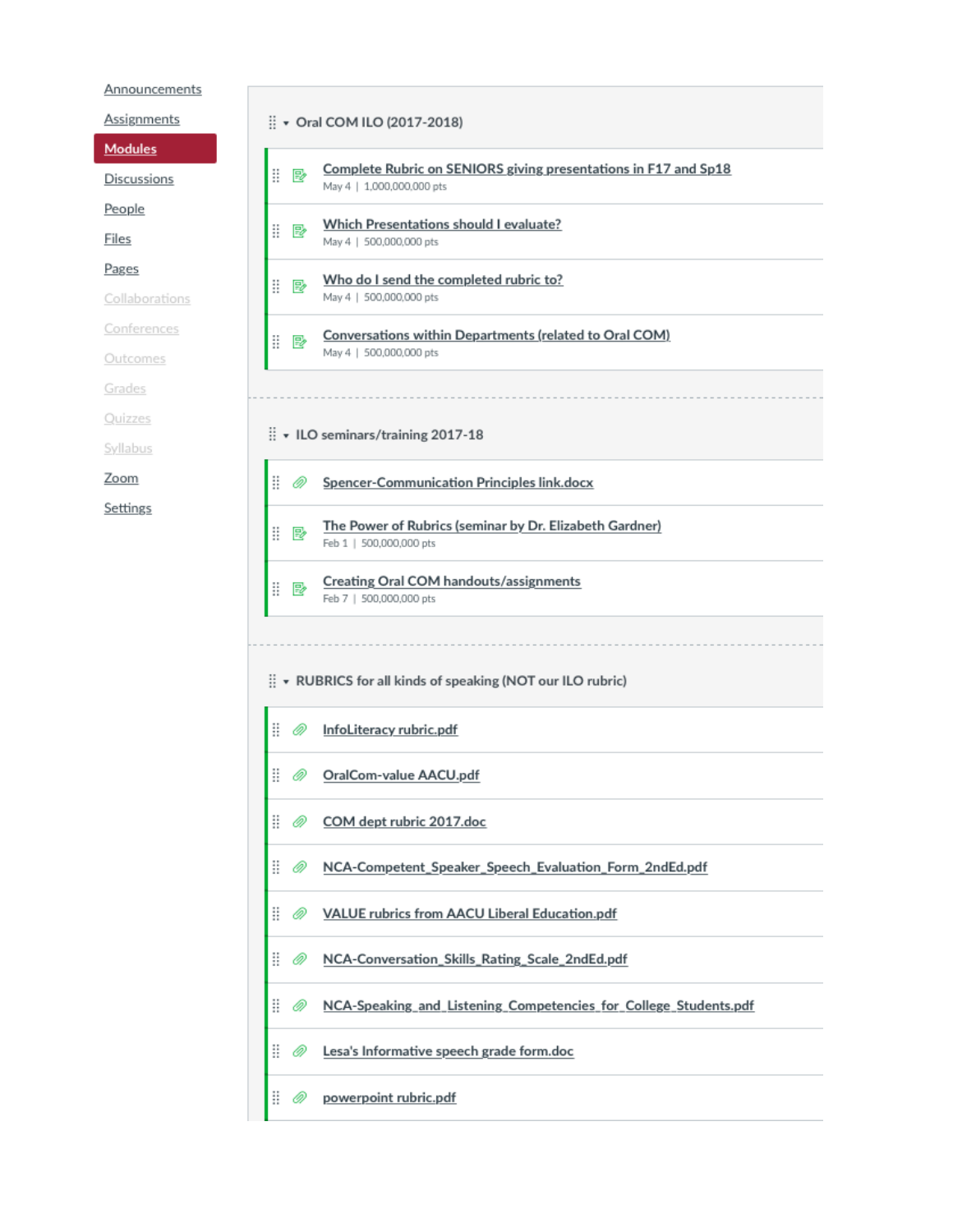- Announcements
- Assignments
- Modules
- Discussions
- People
- Files
- Pages
- Collaborations
- Conferences
- Outcomes
- Grades
- Quizzes
- Syllabus
- Zoom
- Settings

## Oral COM ILO (2017-2018)

- Complete Rubric on SENIORS giving presentations in F17 and Sp18
  May 4 | 1,000,000,000 pts
- Which Presentations should I evaluate?
  May 4 | 500,000,000 pts
- Who do I send the completed rubric to?
  May 4 | 500,000,000 pts
- Conversations within Departments (related to Oral COM)
  May 4 | 500,000,000 pts

## ILO seminars/training 2017-18

- Spencer-Communication Principles link.docx
- The Power of Rubrics (seminar by Dr. Elizabeth Gardner)
  Feb 1 | 500,000,000 pts
- Creating Oral COM handouts/assignments
  Feb 7 | 500,000,000 pts

## RUBRICS for all kinds of speaking (NOT our ILO rubric)

- InfoLiteracy rubric.pdf
- OralCom-value AACU.pdf
- COM dept rubric 2017.doc
- NCA-Competent_Speaker_Speech_Evaluation_Form_2ndEd.pdf
- VALUE rubrics from AACU Liberal Education.pdf
- NCA-Conversation_Skills_Rating_Scale_2ndEd.pdf
- NCA-Speaking_and_Listening_Competencies_for_College_Students.pdf
- Lesa's Informative speech grade form.doc
- powerpoint rubric.pdf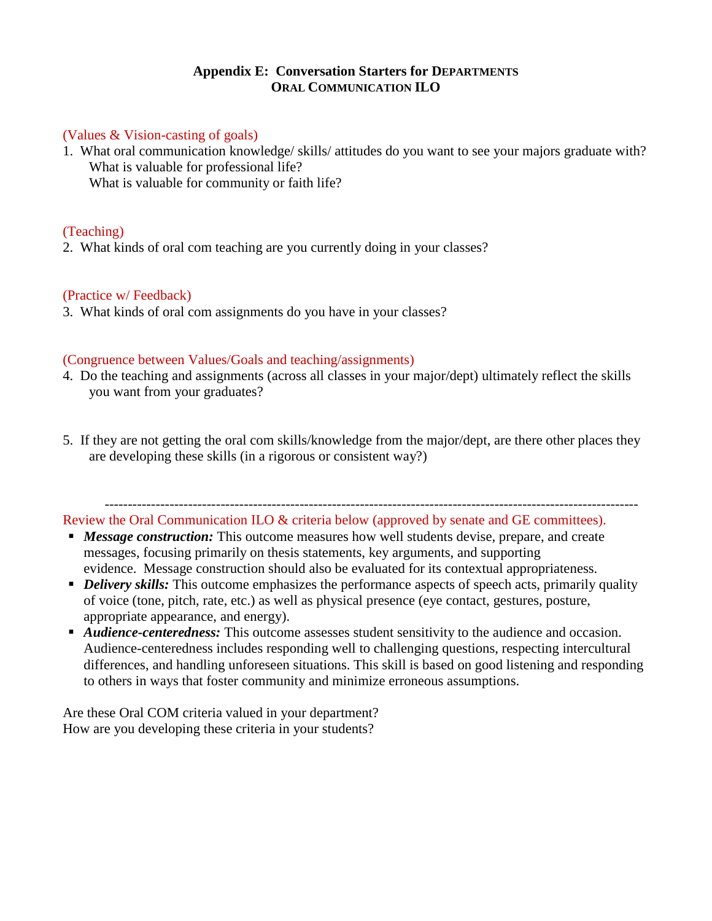# Appendix E: Conversation Starters for Departments
## Oral Communication ILO

(Values & Vision-casting of goals)

1. What oral communication knowledge/ skills/ attitudes do you want to see your majors graduate with?
   What is valuable for professional life?
   What is valuable for community or faith life?

(Teaching)

2. What kinds of oral com teaching are you currently doing in your classes?

(Practice w/ Feedback)

3. What kinds of oral com assignments do you have in your classes?

(Congruence between Values/Goals and teaching/assignments)

4. Do the teaching and assignments (across all classes in your major/dept) ultimately reflect the skills you want from your graduates?

5. If they are not getting the oral com skills/knowledge from the major/dept, are there other places they are developing these skills (in a rigorous or consistent way?)

---

Review the Oral Communication ILO & criteria below (approved by senate and GE committees).

- ***Message construction:*** This outcome measures how well students devise, prepare, and create messages, focusing primarily on thesis statements, key arguments, and supporting evidence. Message construction should also be evaluated for its contextual appropriateness.
- ***Delivery skills:*** This outcome emphasizes the performance aspects of speech acts, primarily quality of voice (tone, pitch, rate, etc.) as well as physical presence (eye contact, gestures, posture, appropriate appearance, and energy).
- ***Audience-centeredness:*** This outcome assesses student sensitivity to the audience and occasion. Audience-centeredness includes responding well to challenging questions, respecting intercultural differences, and handling unforeseen situations. This skill is based on good listening and responding to others in ways that foster community and minimize erroneous assumptions.

Are these Oral COM criteria valued in your department?
How are you developing these criteria in your students?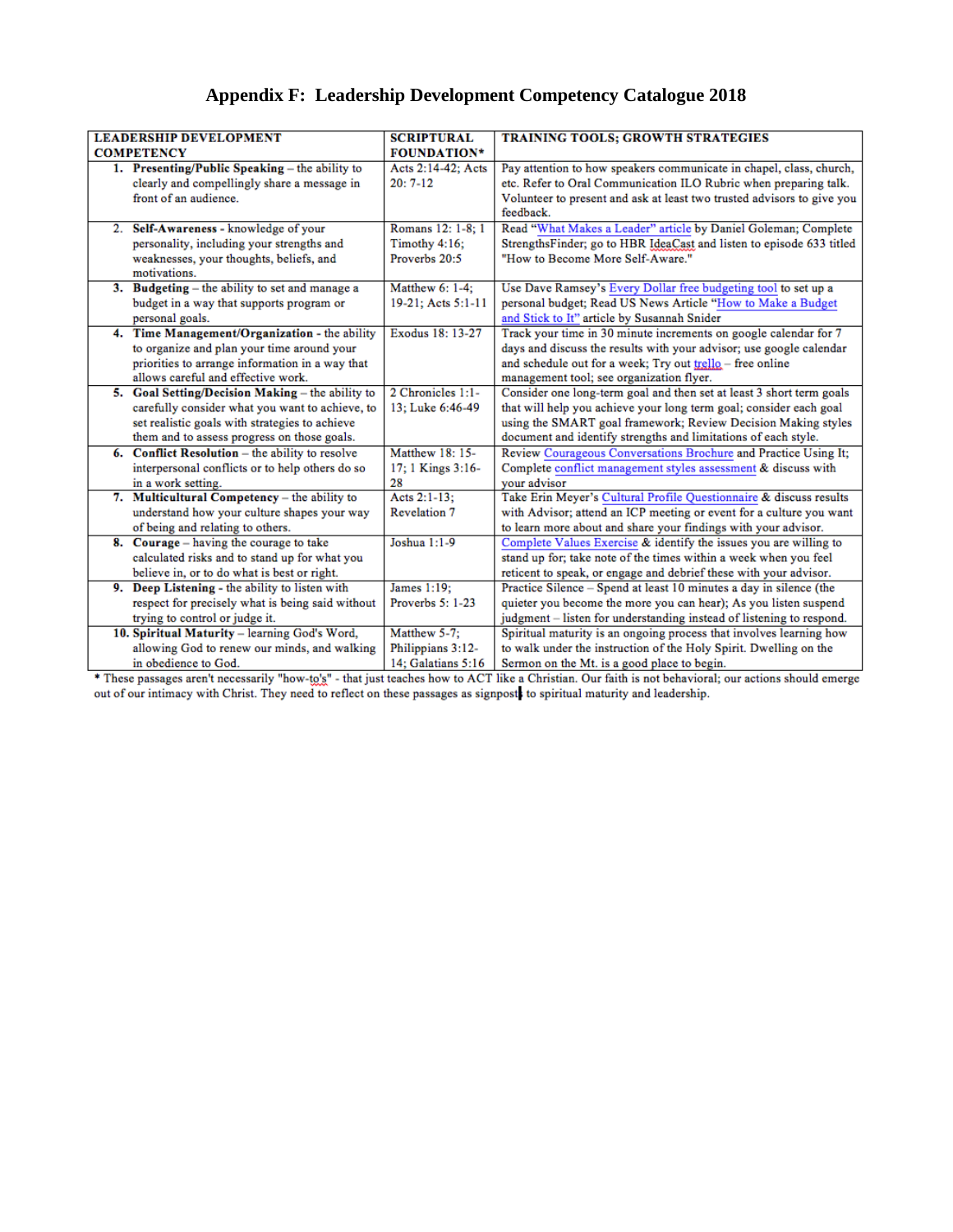# Appendix F: Leadership Development Competency Catalogue 2018

| LEADERSHIP DEVELOPMENT COMPETENCY | SCRIPTURAL FOUNDATION* | TRAINING TOOLS; GROWTH STRATEGIES |
|---|---|---|
| 1. **Presenting/Public Speaking** – the ability to clearly and compellingly share a message in front of an audience. | Acts 2:14-42; Acts 20: 7-12 | Pay attention to how speakers communicate in chapel, class, church, etc. Refer to Oral Communication ILO Rubric when preparing talk. Volunteer to present and ask at least two trusted advisors to give you feedback. |
| 2. **Self-Awareness** - knowledge of your personality, including your strengths and weaknesses, your thoughts, beliefs, and motivations. | Romans 12: 1-8; 1 Timothy 4:16; Proverbs 20:5 | Read "What Makes a Leader" article by Daniel Goleman; Complete StrengthsFinder; go to HBR IdeaCast and listen to episode 633 titled "How to Become More Self-Aware." |
| 3. **Budgeting** – the ability to set and manage a budget in a way that supports program or personal goals. | Matthew 6: 1-4; 19-21; Acts 5:1-11 | Use Dave Ramsey's Every Dollar free budgeting tool to set up a personal budget; Read US News Article "How to Make a Budget and Stick to It" article by Susannah Snider |
| 4. **Time Management/Organization** - the ability to organize and plan your time around your priorities to arrange information in a way that allows careful and effective work. | Exodus 18: 13-27 | Track your time in 30 minute increments on google calendar for 7 days and discuss the results with your advisor; use google calendar and schedule out for a week; Try out trello – free online management tool; see organization flyer. |
| 5. **Goal Setting/Decision Making** – the ability to carefully consider what you want to achieve, to set realistic goals with strategies to achieve them and to assess progress on those goals. | 2 Chronicles 1:1-13; Luke 6:46-49 | Consider one long-term goal and then set at least 3 short term goals that will help you achieve your long term goal; consider each goal using the SMART goal framework; Review Decision Making styles document and identify strengths and limitations of each style. |
| 6. **Conflict Resolution** – the ability to resolve interpersonal conflicts or to help others do so in a work setting. | Matthew 18: 15-17; 1 Kings 3:16-28 | Review Courageous Conversations Brochure and Practice Using It; Complete conflict management styles assessment & discuss with your advisor |
| 7. **Multicultural Competency** – the ability to understand how your culture shapes your way of being and relating to others. | Acts 2:1-13; Revelation 7 | Take Erin Meyer's Cultural Profile Questionnaire & discuss results with Advisor; attend an ICP meeting or event for a culture you want to learn more about and share your findings with your advisor. |
| 8. **Courage** – having the courage to take calculated risks and to stand up for what you believe in, or to do what is best or right. | Joshua 1:1-9 | Complete Values Exercise & identify the issues you are willing to stand up for; take note of the times within a week when you feel reticent to speak, or engage and debrief these with your advisor. |
| 9. **Deep Listening** - the ability to listen with respect for precisely what is being said without trying to control or judge it. | James 1:19; Proverbs 5: 1-23 | Practice Silence – Spend at least 10 minutes a day in silence (the quieter you become the more you can hear); As you listen suspend judgment – listen for understanding instead of listening to respond. |
| 10. **Spiritual Maturity** – learning God's Word, allowing God to renew our minds, and walking in obedience to God. | Matthew 5-7; Philippians 3:12-14; Galatians 5:16 | Spiritual maturity is an ongoing process that involves learning how to walk under the instruction of the Holy Spirit. Dwelling on the Sermon on the Mt. is a good place to begin. |

\* These passages aren't necessarily "how-to's" - that just teaches how to ACT like a Christian. Our faith is not behavioral; our actions should emerge out of our intimacy with Christ. They need to reflect on these passages as signposts to spiritual maturity and leadership.